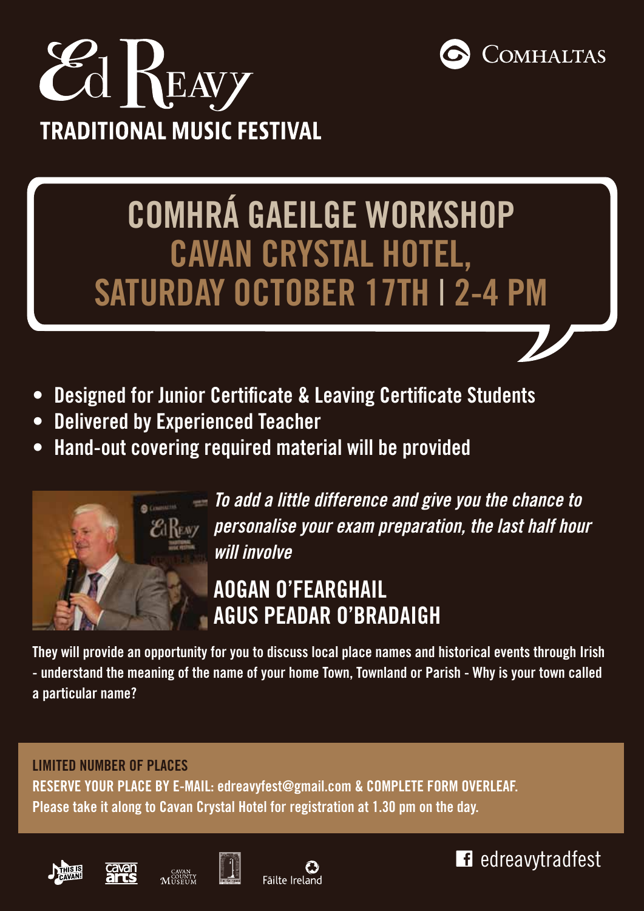# Ed Reavy

## TRADITIONAL MUSIC FESTIVAL

Comhaltas

# COMHRÁ GAEILGE WORKSHOP

## CAVAN CRYSTAL HOTEL,

## SATURDAY OCTOBER 17TH | 2-4 PM

- **Designed for Junior Certificate & Leaving Certificate Students**
- **Delivered by Experienced Teacher**
- **Hand-out covering required material will be provided**

*To add a little difference and give you the chance to personalise your exam preparation, the last half hour will involve*

### AOGAN O'FEARGHAIL AGUS PEADAR O'BRADAIGH

**They will provide an opportunity for you to discuss local place names and historical events through Irish - understand the meaning of the name of your home Town, Townland or Parish - Why is your town called a particular name?**

**LIMITED NUMBER OF PLACES**

**RESERVE YOUR PLACE BY E-MAIL: edreavyfest@gmail.com & COMPLETE FORM OVERLEAF.**

**Please take it along to Cavan Crystal Hotel for registration at 1.30 pm on the day.**

THIS IS CAVAN! | cavan arts | Cavan County Museum | Fáilte Ireland

edreavytradfest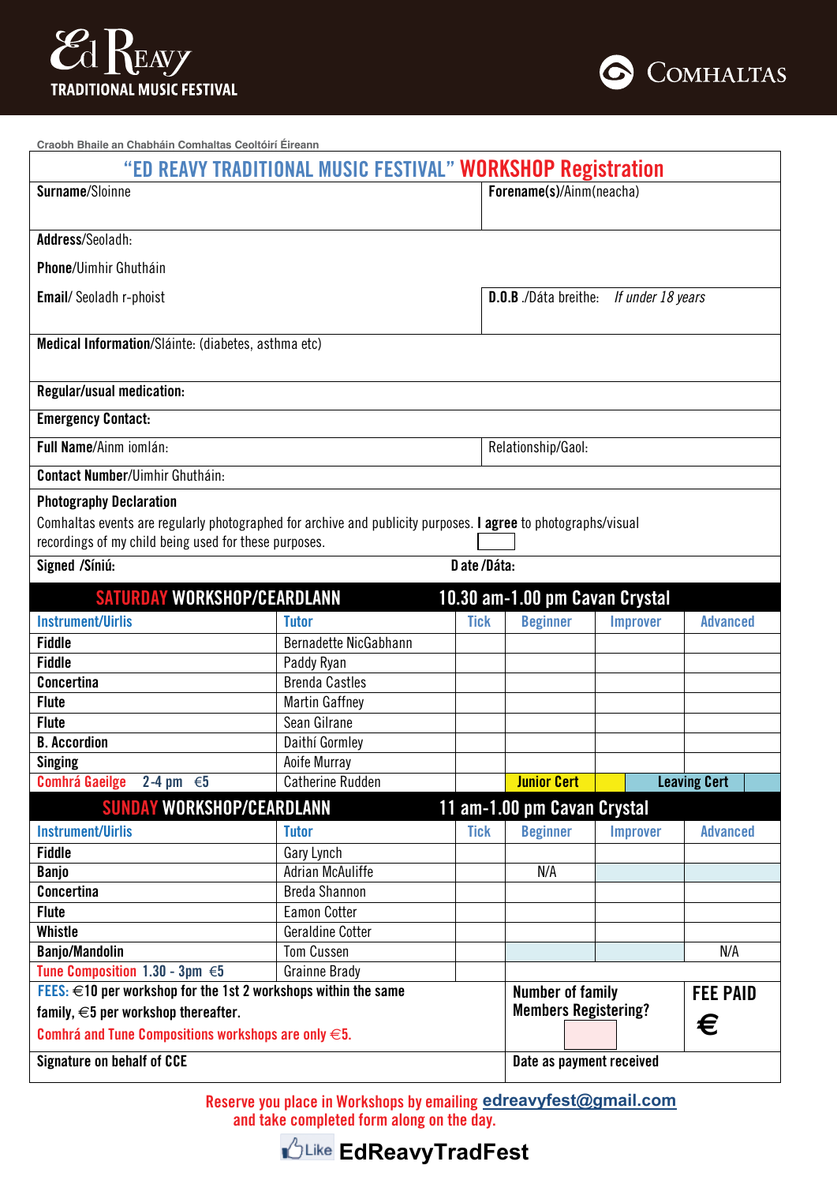Ed Reavy TRADITIONAL MUSIC FESTIVAL

Comhaltas

Craobh Bhaile an Chabháin Comhaltas Ceoltóirí Éireann

# "ED REAVY TRADITIONAL MUSIC FESTIVAL" WORKSHOP Registration

| | |
|---|---|
| **Surname**/Sloinne | **Forename(s)**/Ainm(neacha) |
| **Address**/Seoladh: | |
| **Phone**/Uimhir Ghutháin | |
| **Email**/ Seoladh r-phoist | **D.O.B** ./Dáta breithe: *If under 18 years* |
| **Medical Information**/Sláinte: (diabetes, asthma etc) | |
| **Regular/usual medication:** | |
| **Emergency Contact:** | |
| **Full Name**/Ainm iomlán: | Relationship/Gaol: |
| **Contact Number**/Uimhir Ghutháin: | |

**Photography Declaration**

Comhaltas events are regularly photographed for archive and publicity purposes. **I agree** to photographs/visual recordings of my child being used for these purposes. ☐

**Signed /Síniú:** D ate /Dáta:

## SATURDAY WORKSHOP/CEARDLANN 10.30 am-1.00 pm Cavan Crystal

| Instrument/Uirlis | Tutor | Tick | Beginner | Improver | Advanced |
|---|---|---|---|---|---|
| Fiddle | Bernadette NicGabhann | | | | |
| Fiddle | Paddy Ryan | | | | |
| Concertina | Brenda Castles | | | | |
| Flute | Martin Gaffney | | | | |
| Flute | Sean Gilrane | | | | |
| B. Accordion | Daithí Gormley | | | | |
| Singing | Aoife Murray | | | | |
| Comhrá Gaeilge 2-4 pm €5 | Catherine Rudden | | Junior Cert | Leaving Cert | |

## SUNDAY WORKSHOP/CEARDLANN 11 am-1.00 pm Cavan Crystal

| Instrument/Uirlis | Tutor | Tick | Beginner | Improver | Advanced |
|---|---|---|---|---|---|
| Fiddle | Gary Lynch | | | | |
| Banjo | Adrian McAuliffe | | N/A | | |
| Concertina | Breda Shannon | | | | |
| Flute | Eamon Cotter | | | | |
| Whistle | Geraldine Cotter | | | | |
| Banjo/Mandolin | Tom Cussen | | | | N/A |
| Tune Composition 1.30 - 3pm €5 | Grainne Brady | | | | |

| | | |
|---|---|---|
| **FEES:** €10 per workshop for the 1st 2 workshops within the same family, €5 per workshop thereafter. Comhrá and Tune Compositions workshops are only €5. | **Number of family Members Registering?** | **FEE PAID** € |
| **Signature on behalf of CCE** | **Date as payment received** | |

Reserve you place in Workshops by emailing **edreavyfest@gmail.com** and take completed form along on the day.

Like **EdReavyTradFest**